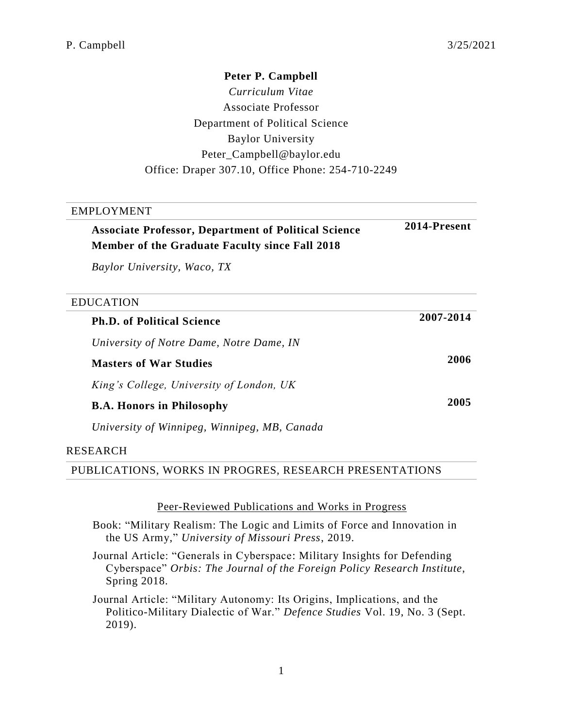**Peter P. Campbell**

*Curriculum Vitae*

Associate Professor

Department of Political Science

Baylor University

Peter_Campbell@baylor.edu

Office: Draper 307.10, Office Phone: 254-710-2249

## EMPLOYMENT

**Associate Professor, Department of Political Science** — **2014-Present**
**Member of the Graduate Faculty since Fall 2018**

*Baylor University, Waco, TX*

## EDUCATION

**Ph.D. of Political Science** — **2007-2014**

*University of Notre Dame, Notre Dame, IN*

**Masters of War Studies** — **2006**

*King's College, University of London, UK*

**B.A. Honors in Philosophy** — **2005**

*University of Winnipeg, Winnipeg, MB, Canada*

## RESEARCH

## PUBLICATIONS, WORKS IN PROGRES, RESEARCH PRESENTATIONS

### Peer-Reviewed Publications and Works in Progress

Book: "Military Realism: The Logic and Limits of Force and Innovation in the US Army," *University of Missouri Press*, 2019.

Journal Article: "Generals in Cyberspace: Military Insights for Defending Cyberspace" *Orbis: The Journal of the Foreign Policy Research Institute*, Spring 2018.

Journal Article: "Military Autonomy: Its Origins, Implications, and the Politico-Military Dialectic of War." *Defence Studies* Vol. 19, No. 3 (Sept. 2019).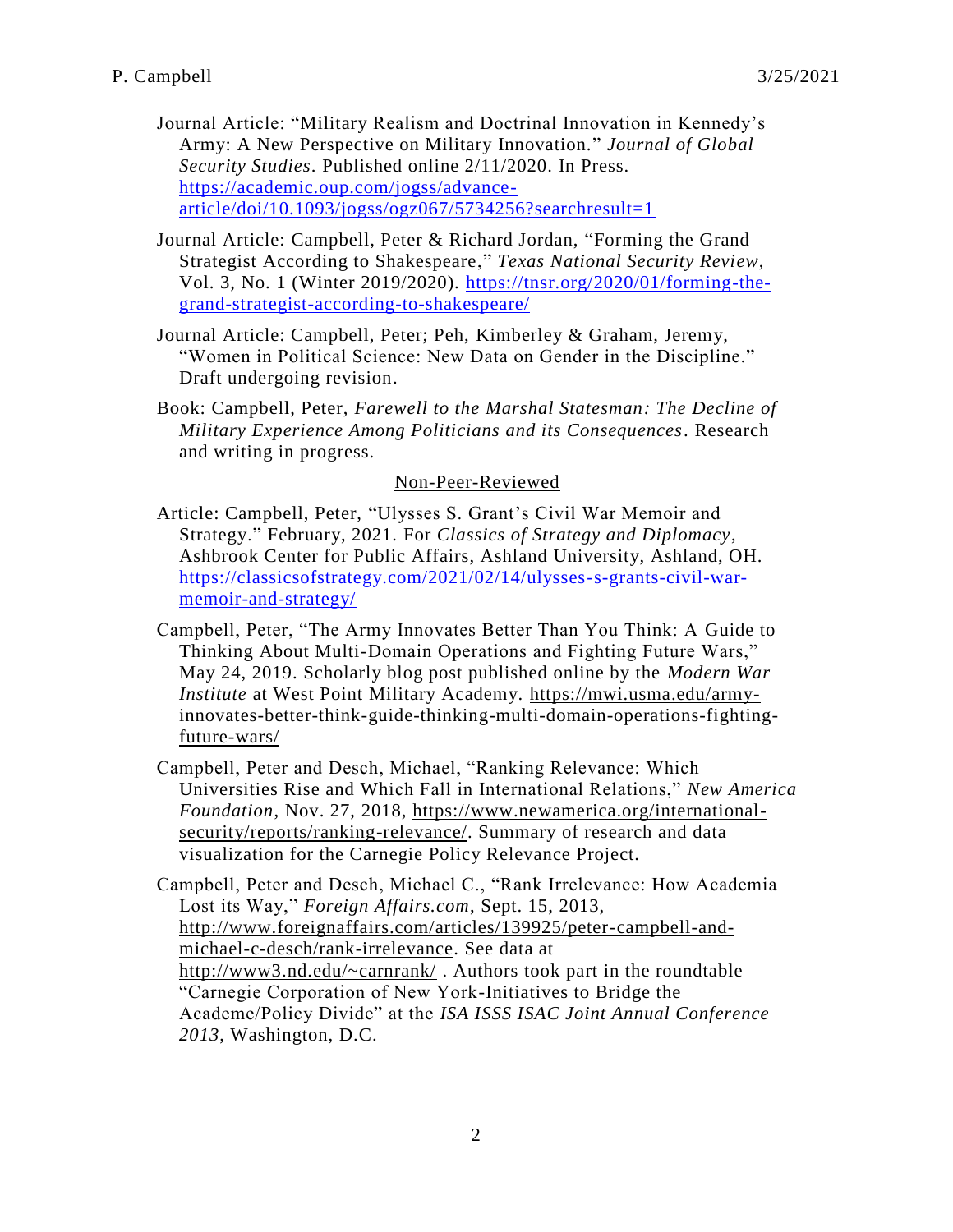Journal Article: “Military Realism and Doctrinal Innovation in Kennedy’s Army: A New Perspective on Military Innovation.” *Journal of Global Security Studies*. Published online 2/11/2020. In Press. https://academic.oup.com/jogss/advance-article/doi/10.1093/jogss/ogz067/5734256?searchresult=1

Journal Article: Campbell, Peter & Richard Jordan, “Forming the Grand Strategist According to Shakespeare,” *Texas National Security Review*, Vol. 3, No. 1 (Winter 2019/2020). https://tnsr.org/2020/01/forming-the-grand-strategist-according-to-shakespeare/

Journal Article: Campbell, Peter; Peh, Kimberley & Graham, Jeremy, “Women in Political Science: New Data on Gender in the Discipline.” Draft undergoing revision.

Book: Campbell, Peter, *Farewell to the Marshal Statesman: The Decline of Military Experience Among Politicians and its Consequences*. Research and writing in progress.

Non-Peer-Reviewed

Article: Campbell, Peter, “Ulysses S. Grant’s Civil War Memoir and Strategy.” February, 2021. For *Classics of Strategy and Diplomacy*, Ashbrook Center for Public Affairs, Ashland University, Ashland, OH. https://classicsofstrategy.com/2021/02/14/ulysses-s-grants-civil-war-memoir-and-strategy/

Campbell, Peter, “The Army Innovates Better Than You Think: A Guide to Thinking About Multi-Domain Operations and Fighting Future Wars,” May 24, 2019. Scholarly blog post published online by the *Modern War Institute* at West Point Military Academy. https://mwi.usma.edu/army-innovates-better-think-guide-thinking-multi-domain-operations-fighting-future-wars/

Campbell, Peter and Desch, Michael, “Ranking Relevance: Which Universities Rise and Which Fall in International Relations,” *New America Foundation*, Nov. 27, 2018, https://www.newamerica.org/international-security/reports/ranking-relevance/. Summary of research and data visualization for the Carnegie Policy Relevance Project.

Campbell, Peter and Desch, Michael C., “Rank Irrelevance: How Academia Lost its Way,” *Foreign Affairs.com*, Sept. 15, 2013, http://www.foreignaffairs.com/articles/139925/peter-campbell-and-michael-c-desch/rank-irrelevance. See data at http://www3.nd.edu/~carnrank/ . Authors took part in the roundtable “Carnegie Corporation of New York-Initiatives to Bridge the Academe/Policy Divide” at the *ISA ISSS ISAC Joint Annual Conference 2013*, Washington, D.C.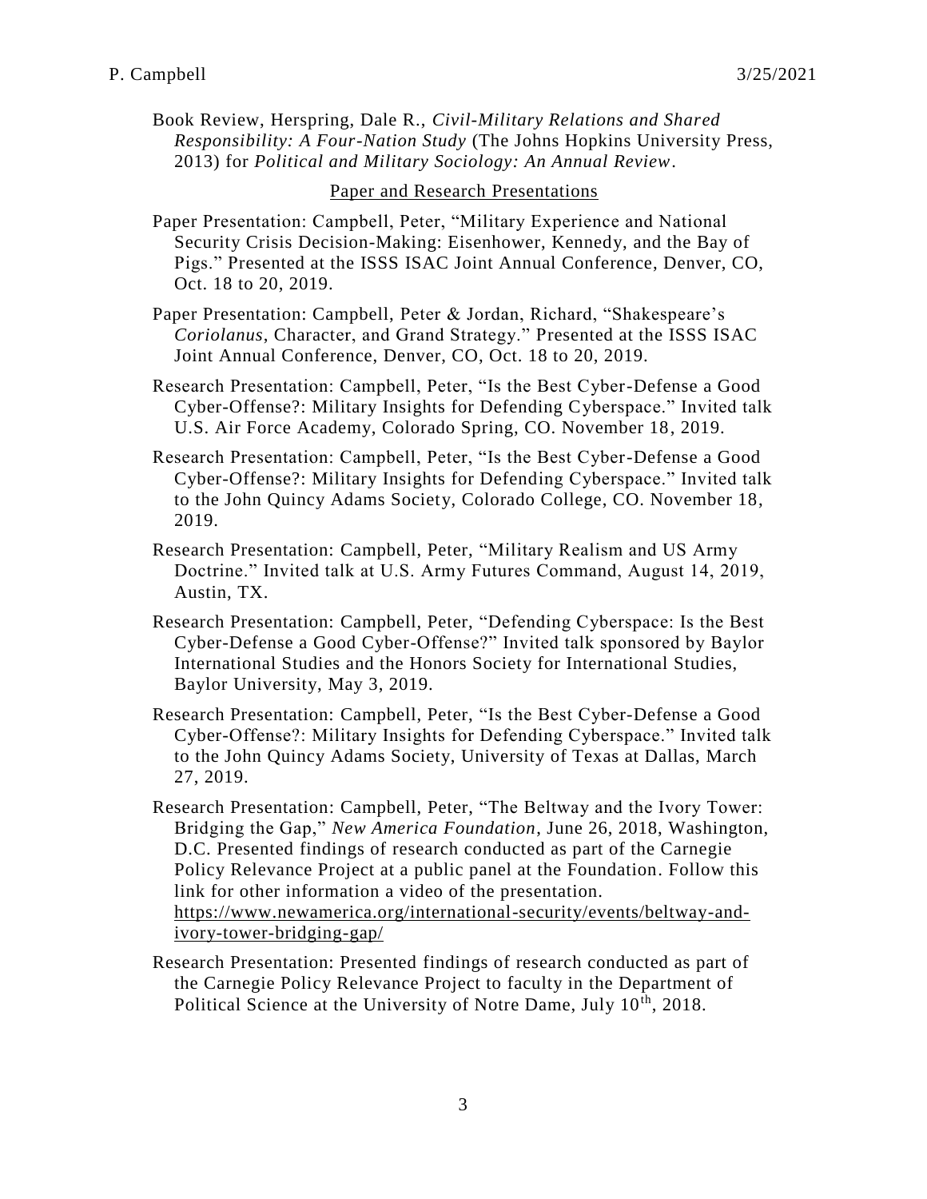Book Review, Herspring, Dale R., *Civil-Military Relations and Shared Responsibility: A Four-Nation Study* (The Johns Hopkins University Press, 2013) for *Political and Military Sociology: An Annual Review*.

## Paper and Research Presentations

Paper Presentation: Campbell, Peter, "Military Experience and National Security Crisis Decision-Making: Eisenhower, Kennedy, and the Bay of Pigs." Presented at the ISSS ISAC Joint Annual Conference, Denver, CO, Oct. 18 to 20, 2019.

Paper Presentation: Campbell, Peter & Jordan, Richard, "Shakespeare's *Coriolanus*, Character, and Grand Strategy." Presented at the ISSS ISAC Joint Annual Conference, Denver, CO, Oct. 18 to 20, 2019.

Research Presentation: Campbell, Peter, "Is the Best Cyber-Defense a Good Cyber-Offense?: Military Insights for Defending Cyberspace." Invited talk U.S. Air Force Academy, Colorado Spring, CO. November 18, 2019.

Research Presentation: Campbell, Peter, "Is the Best Cyber-Defense a Good Cyber-Offense?: Military Insights for Defending Cyberspace." Invited talk to the John Quincy Adams Society, Colorado College, CO. November 18, 2019.

Research Presentation: Campbell, Peter, "Military Realism and US Army Doctrine." Invited talk at U.S. Army Futures Command, August 14, 2019, Austin, TX.

Research Presentation: Campbell, Peter, "Defending Cyberspace: Is the Best Cyber-Defense a Good Cyber-Offense?" Invited talk sponsored by Baylor International Studies and the Honors Society for International Studies, Baylor University, May 3, 2019.

Research Presentation: Campbell, Peter, "Is the Best Cyber-Defense a Good Cyber-Offense?: Military Insights for Defending Cyberspace." Invited talk to the John Quincy Adams Society, University of Texas at Dallas, March 27, 2019.

Research Presentation: Campbell, Peter, "The Beltway and the Ivory Tower: Bridging the Gap," *New America Foundation*, June 26, 2018, Washington, D.C. Presented findings of research conducted as part of the Carnegie Policy Relevance Project at a public panel at the Foundation. Follow this link for other information a video of the presentation. https://www.newamerica.org/international-security/events/beltway-and-ivory-tower-bridging-gap/

Research Presentation: Presented findings of research conducted as part of the Carnegie Policy Relevance Project to faculty in the Department of Political Science at the University of Notre Dame, July 10th, 2018.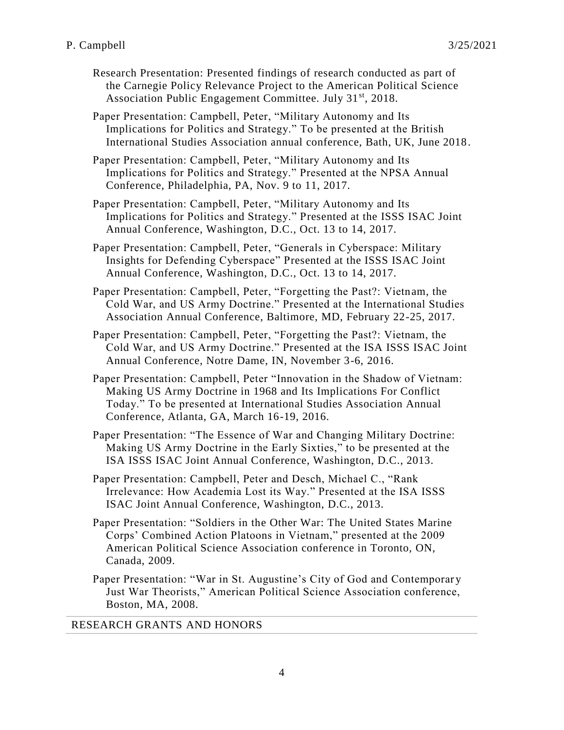Research Presentation: Presented findings of research conducted as part of the Carnegie Policy Relevance Project to the American Political Science Association Public Engagement Committee. July 31st, 2018.

Paper Presentation: Campbell, Peter, "Military Autonomy and Its Implications for Politics and Strategy." To be presented at the British International Studies Association annual conference, Bath, UK, June 2018.

Paper Presentation: Campbell, Peter, "Military Autonomy and Its Implications for Politics and Strategy." Presented at the NPSA Annual Conference, Philadelphia, PA, Nov. 9 to 11, 2017.

Paper Presentation: Campbell, Peter, "Military Autonomy and Its Implications for Politics and Strategy." Presented at the ISSS ISAC Joint Annual Conference, Washington, D.C., Oct. 13 to 14, 2017.

Paper Presentation: Campbell, Peter, "Generals in Cyberspace: Military Insights for Defending Cyberspace" Presented at the ISSS ISAC Joint Annual Conference, Washington, D.C., Oct. 13 to 14, 2017.

Paper Presentation: Campbell, Peter, "Forgetting the Past?: Vietnam, the Cold War, and US Army Doctrine." Presented at the International Studies Association Annual Conference, Baltimore, MD, February 22-25, 2017.

Paper Presentation: Campbell, Peter, "Forgetting the Past?: Vietnam, the Cold War, and US Army Doctrine." Presented at the ISA ISSS ISAC Joint Annual Conference, Notre Dame, IN, November 3-6, 2016.

Paper Presentation: Campbell, Peter "Innovation in the Shadow of Vietnam: Making US Army Doctrine in 1968 and Its Implications For Conflict Today." To be presented at International Studies Association Annual Conference, Atlanta, GA, March 16-19, 2016.

Paper Presentation: "The Essence of War and Changing Military Doctrine: Making US Army Doctrine in the Early Sixties," to be presented at the ISA ISSS ISAC Joint Annual Conference, Washington, D.C., 2013.

Paper Presentation: Campbell, Peter and Desch, Michael C., "Rank Irrelevance: How Academia Lost its Way." Presented at the ISA ISSS ISAC Joint Annual Conference, Washington, D.C., 2013.

Paper Presentation: "Soldiers in the Other War: The United States Marine Corps' Combined Action Platoons in Vietnam," presented at the 2009 American Political Science Association conference in Toronto, ON, Canada, 2009.

Paper Presentation: "War in St. Augustine's City of God and Contemporary Just War Theorists," American Political Science Association conference, Boston, MA, 2008.

## RESEARCH GRANTS AND HONORS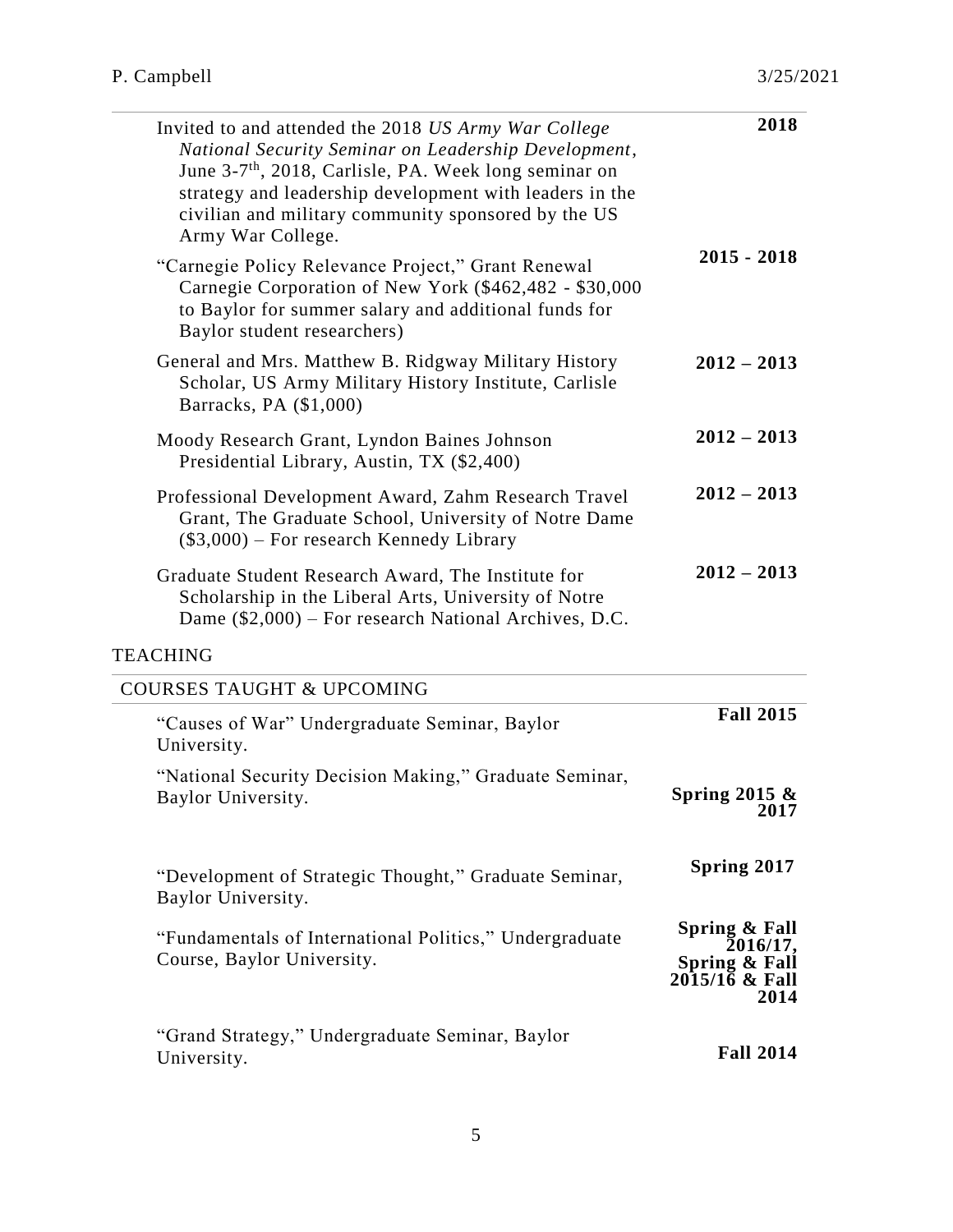Invited to and attended the 2018 *US Army War College National Security Seminar on Leadership Development*, June 3-7th, 2018, Carlisle, PA. Week long seminar on strategy and leadership development with leaders in the civilian and military community sponsored by the US Army War College. — **2018**

"Carnegie Policy Relevance Project," Grant Renewal Carnegie Corporation of New York ($462,482 - $30,000 to Baylor for summer salary and additional funds for Baylor student researchers) — **2015 - 2018**

General and Mrs. Matthew B. Ridgway Military History Scholar, US Army Military History Institute, Carlisle Barracks, PA ($1,000) — **2012 – 2013**

Moody Research Grant, Lyndon Baines Johnson Presidential Library, Austin, TX ($2,400) — **2012 – 2013**

Professional Development Award, Zahm Research Travel Grant, The Graduate School, University of Notre Dame ($3,000) – For research Kennedy Library — **2012 – 2013**

Graduate Student Research Award, The Institute for Scholarship in the Liberal Arts, University of Notre Dame ($2,000) – For research National Archives, D.C. — **2012 – 2013**

## TEACHING

### COURSES TAUGHT & UPCOMING

"Causes of War" Undergraduate Seminar, Baylor University. — **Fall 2015**

"National Security Decision Making," Graduate Seminar, Baylor University. — **Spring 2015 & 2017**

"Development of Strategic Thought," Graduate Seminar, Baylor University. — **Spring 2017**

"Fundamentals of International Politics," Undergraduate Course, Baylor University. — **Spring & Fall 2016/17, Spring & Fall 2015/16 & Fall 2014**

"Grand Strategy," Undergraduate Seminar, Baylor University. — **Fall 2014**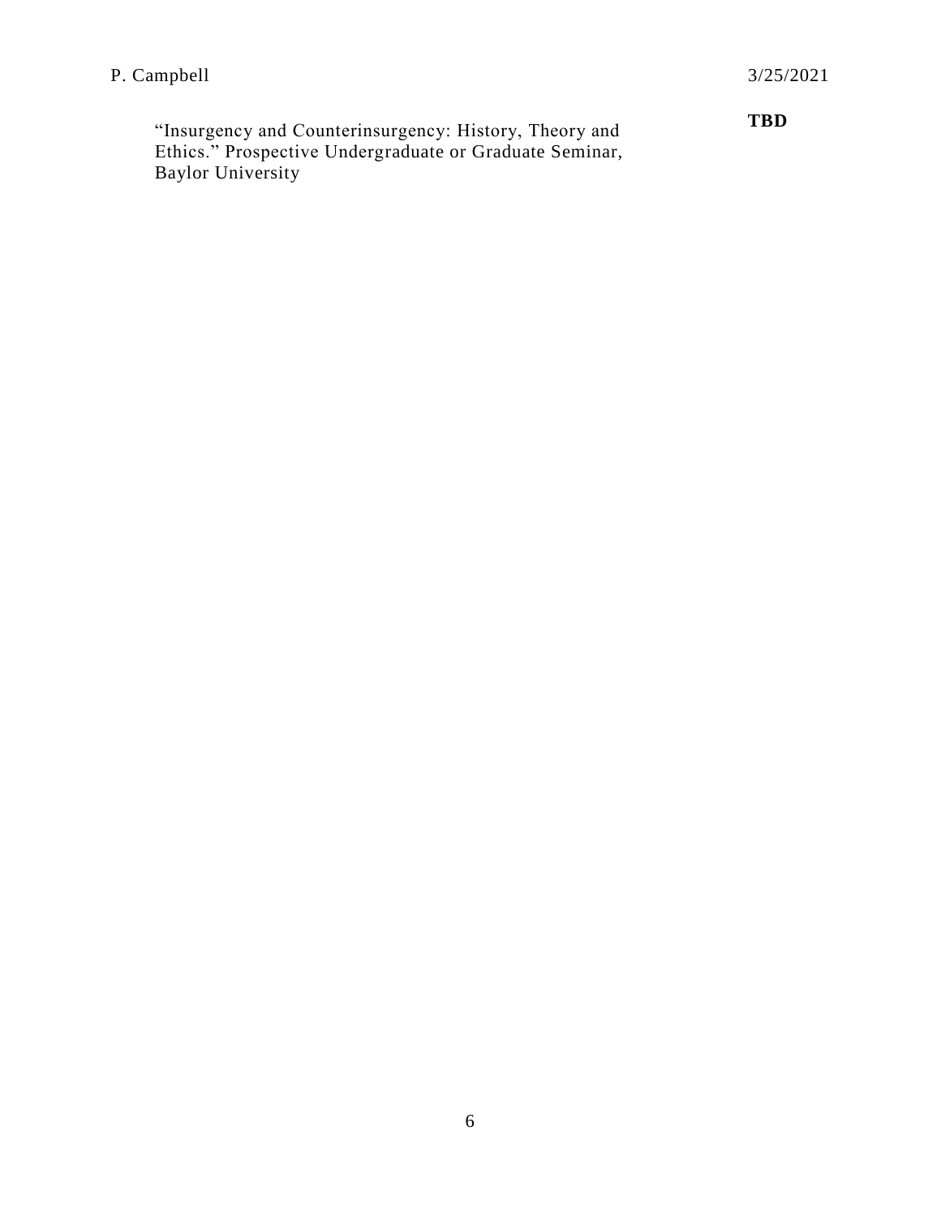"Insurgency and Counterinsurgency: History, Theory and Ethics." Prospective Undergraduate or Graduate Seminar, Baylor University

**TBD**